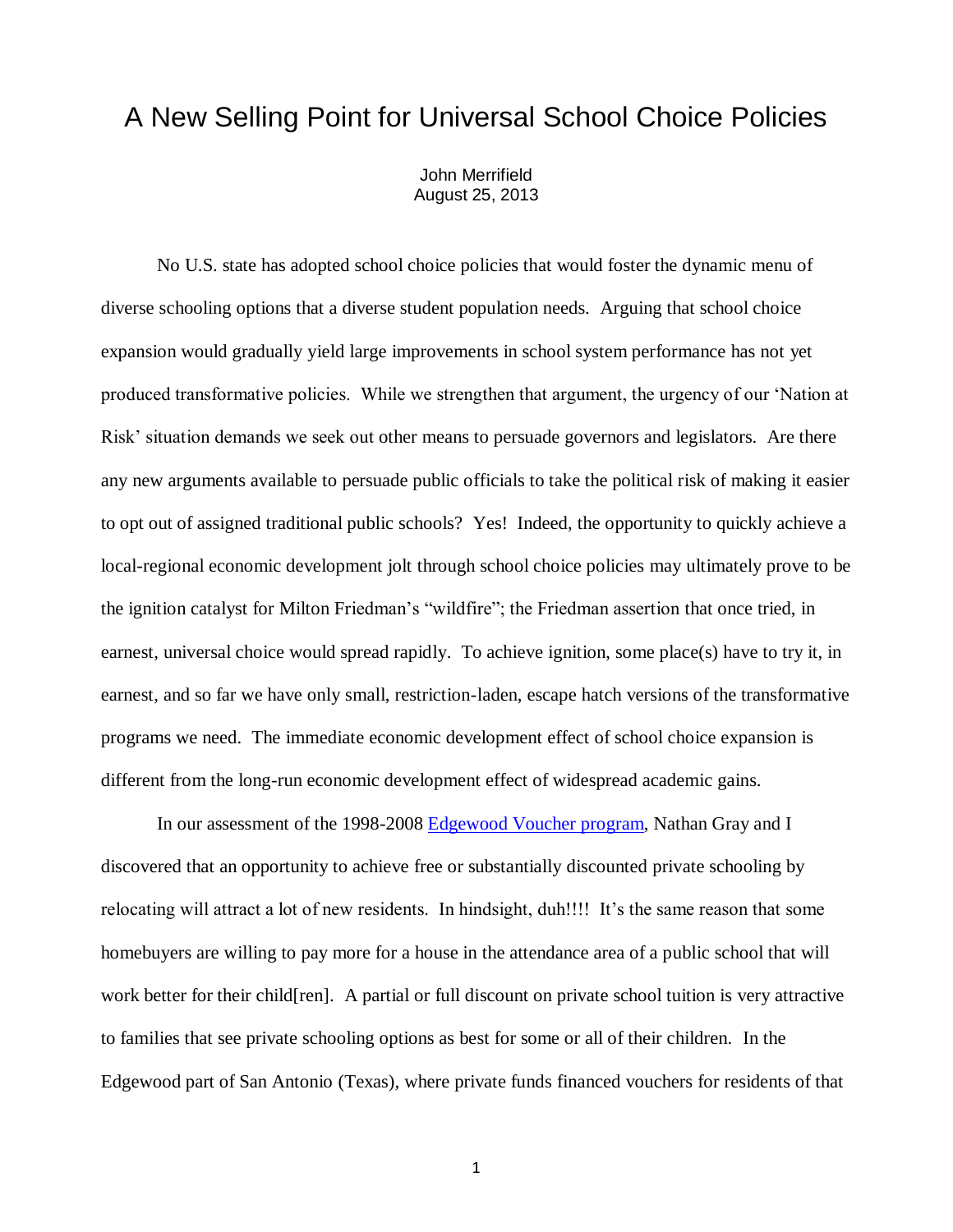# A New Selling Point for Universal School Choice Policies

John Merrifield
August 25, 2013

No U.S. state has adopted school choice policies that would foster the dynamic menu of diverse schooling options that a diverse student population needs. Arguing that school choice expansion would gradually yield large improvements in school system performance has not yet produced transformative policies. While we strengthen that argument, the urgency of our 'Nation at Risk' situation demands we seek out other means to persuade governors and legislators. Are there any new arguments available to persuade public officials to take the political risk of making it easier to opt out of assigned traditional public schools? Yes! Indeed, the opportunity to quickly achieve a local-regional economic development jolt through school choice policies may ultimately prove to be the ignition catalyst for Milton Friedman's "wildfire"; the Friedman assertion that once tried, in earnest, universal choice would spread rapidly. To achieve ignition, some place(s) have to try it, in earnest, and so far we have only small, restriction-laden, escape hatch versions of the transformative programs we need. The immediate economic development effect of school choice expansion is different from the long-run economic development effect of widespread academic gains.

In our assessment of the 1998-2008 Edgewood Voucher program, Nathan Gray and I discovered that an opportunity to achieve free or substantially discounted private schooling by relocating will attract a lot of new residents. In hindsight, duh!!!! It's the same reason that some homebuyers are willing to pay more for a house in the attendance area of a public school that will work better for their child[ren]. A partial or full discount on private school tuition is very attractive to families that see private schooling options as best for some or all of their children. In the Edgewood part of San Antonio (Texas), where private funds financed vouchers for residents of that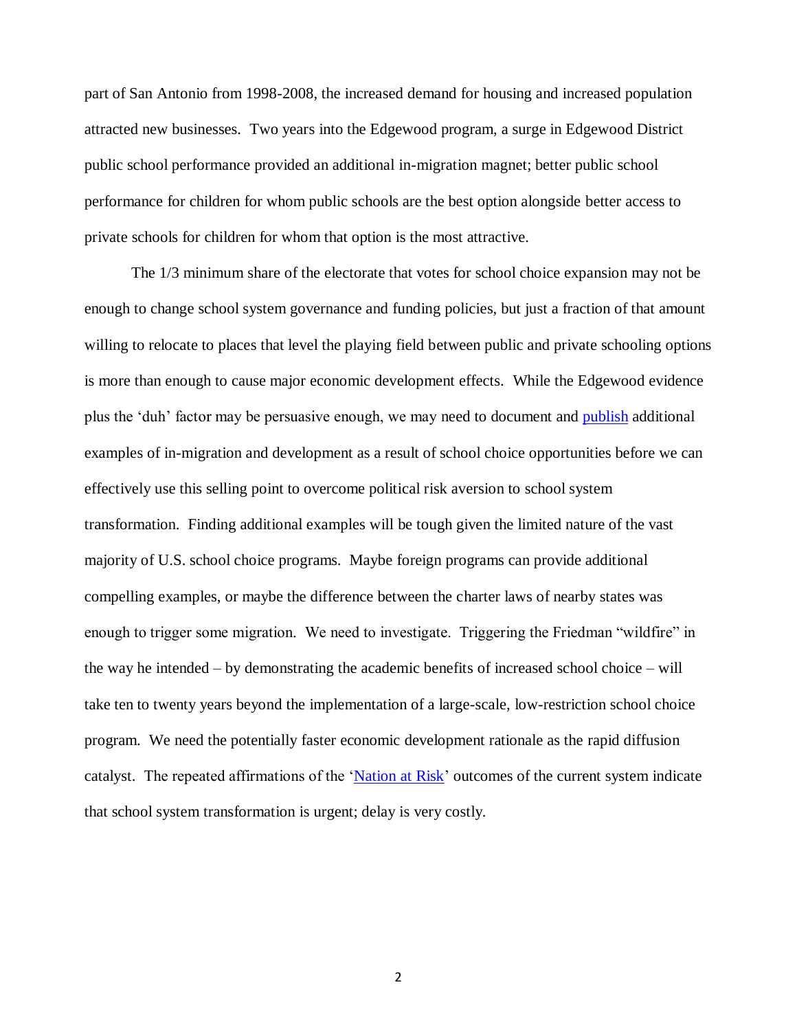part of San Antonio from 1998-2008, the increased demand for housing and increased population attracted new businesses. Two years into the Edgewood program, a surge in Edgewood District public school performance provided an additional in-migration magnet; better public school performance for children for whom public schools are the best option alongside better access to private schools for children for whom that option is the most attractive.

The 1/3 minimum share of the electorate that votes for school choice expansion may not be enough to change school system governance and funding policies, but just a fraction of that amount willing to relocate to places that level the playing field between public and private schooling options is more than enough to cause major economic development effects. While the Edgewood evidence plus the 'duh' factor may be persuasive enough, we may need to document and publish additional examples of in-migration and development as a result of school choice opportunities before we can effectively use this selling point to overcome political risk aversion to school system transformation. Finding additional examples will be tough given the limited nature of the vast majority of U.S. school choice programs. Maybe foreign programs can provide additional compelling examples, or maybe the difference between the charter laws of nearby states was enough to trigger some migration. We need to investigate. Triggering the Friedman "wildfire" in the way he intended – by demonstrating the academic benefits of increased school choice – will take ten to twenty years beyond the implementation of a large-scale, low-restriction school choice program. We need the potentially faster economic development rationale as the rapid diffusion catalyst. The repeated affirmations of the 'Nation at Risk' outcomes of the current system indicate that school system transformation is urgent; delay is very costly.